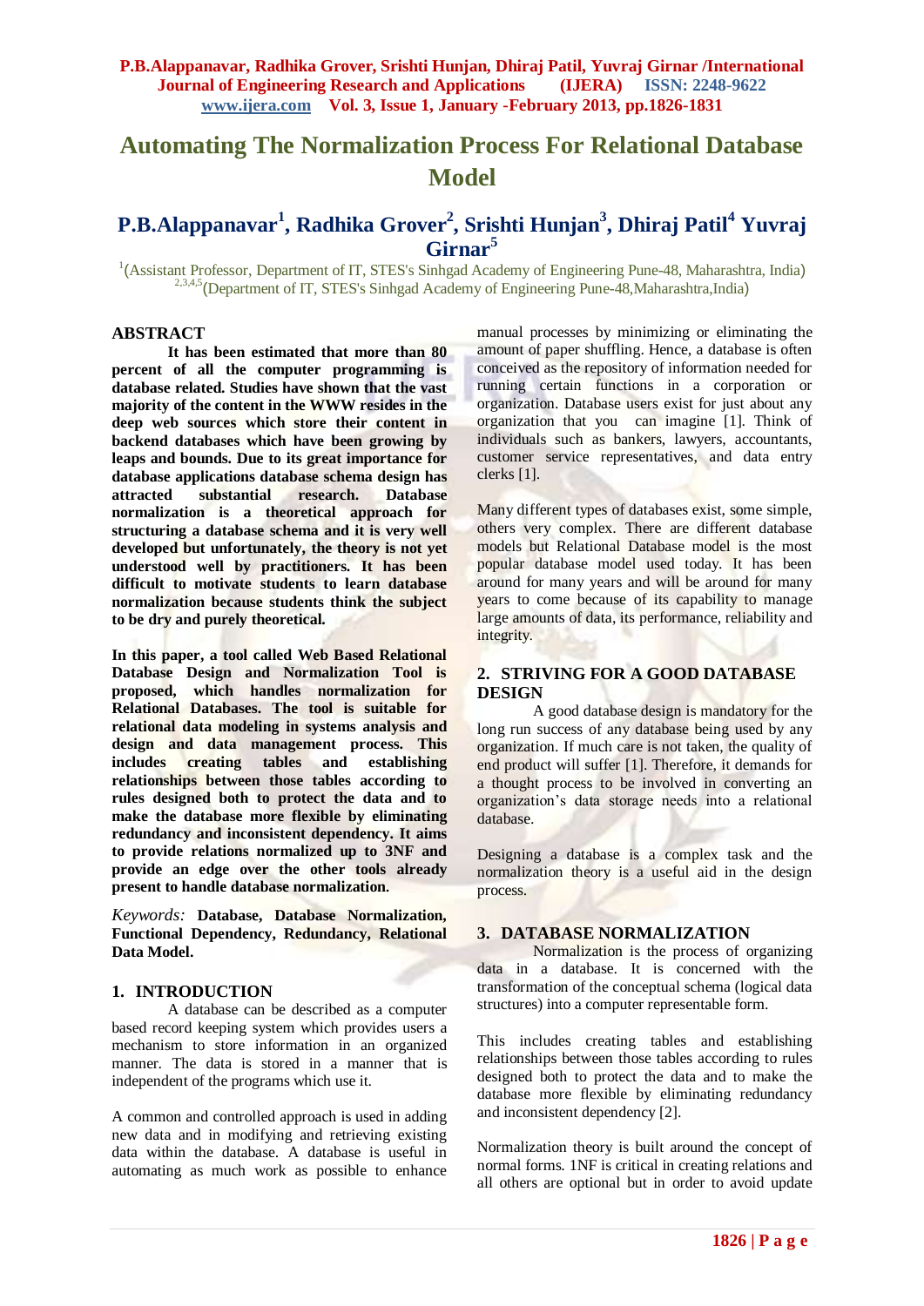# Automating The Normalization Process For Relational Database Model

## P.B.Alappanavar[1], Radhika Grover[2], Srishti Hunjan[3], Dhiraj Patil[4] Yuvraj Girnar[5]

[1](Assistant Professor, Department of IT, STES's Sinhgad Academy of Engineering Pune-48, Maharashtra, India)
[2,3,4,5](Department of IT, STES's Sinhgad Academy of Engineering Pune-48,Maharashtra,India)

## ABSTRACT

**It has been estimated that more than 80 percent of all the computer programming is database related. Studies have shown that the vast majority of the content in the WWW resides in the deep web sources which store their content in backend databases which have been growing by leaps and bounds. Due to its great importance for database applications database schema design has attracted substantial research. Database normalization is a theoretical approach for structuring a database schema and it is very well developed but unfortunately, the theory is not yet understood well by practitioners. It has been difficult to motivate students to learn database normalization because students think the subject to be dry and purely theoretical.**

**In this paper, a tool called Web Based Relational Database Design and Normalization Tool is proposed, which handles normalization for Relational Databases. The tool is suitable for relational data modeling in systems analysis and design and data management process. This includes creating tables and establishing relationships between those tables according to rules designed both to protect the data and to make the database more flexible by eliminating redundancy and inconsistent dependency. It aims to provide relations normalized up to 3NF and provide an edge over the other tools already present to handle database normalization.**

*Keywords:* **Database, Database Normalization, Functional Dependency, Redundancy, Relational Data Model.**

## 1. INTRODUCTION

A database can be described as a computer based record keeping system which provides users a mechanism to store information in an organized manner. The data is stored in a manner that is independent of the programs which use it.

A common and controlled approach is used in adding new data and in modifying and retrieving existing data within the database. A database is useful in automating as much work as possible to enhance manual processes by minimizing or eliminating the amount of paper shuffling. Hence, a database is often conceived as the repository of information needed for running certain functions in a corporation or organization. Database users exist for just about any organization that you can imagine [1]. Think of individuals such as bankers, lawyers, accountants, customer service representatives, and data entry clerks [1].

Many different types of databases exist, some simple, others very complex. There are different database models but Relational Database model is the most popular database model used today. It has been around for many years and will be around for many years to come because of its capability to manage large amounts of data, its performance, reliability and integrity.

## 2. STRIVING FOR A GOOD DATABASE DESIGN

A good database design is mandatory for the long run success of any database being used by any organization. If much care is not taken, the quality of end product will suffer [1]. Therefore, it demands for a thought process to be involved in converting an organization's data storage needs into a relational database.

Designing a database is a complex task and the normalization theory is a useful aid in the design process.

## 3. DATABASE NORMALIZATION

Normalization is the process of organizing data in a database. It is concerned with the transformation of the conceptual schema (logical data structures) into a computer representable form.

This includes creating tables and establishing relationships between those tables according to rules designed both to protect the data and to make the database more flexible by eliminating redundancy and inconsistent dependency [2].

Normalization theory is built around the concept of normal forms. 1NF is critical in creating relations and all others are optional but in order to avoid update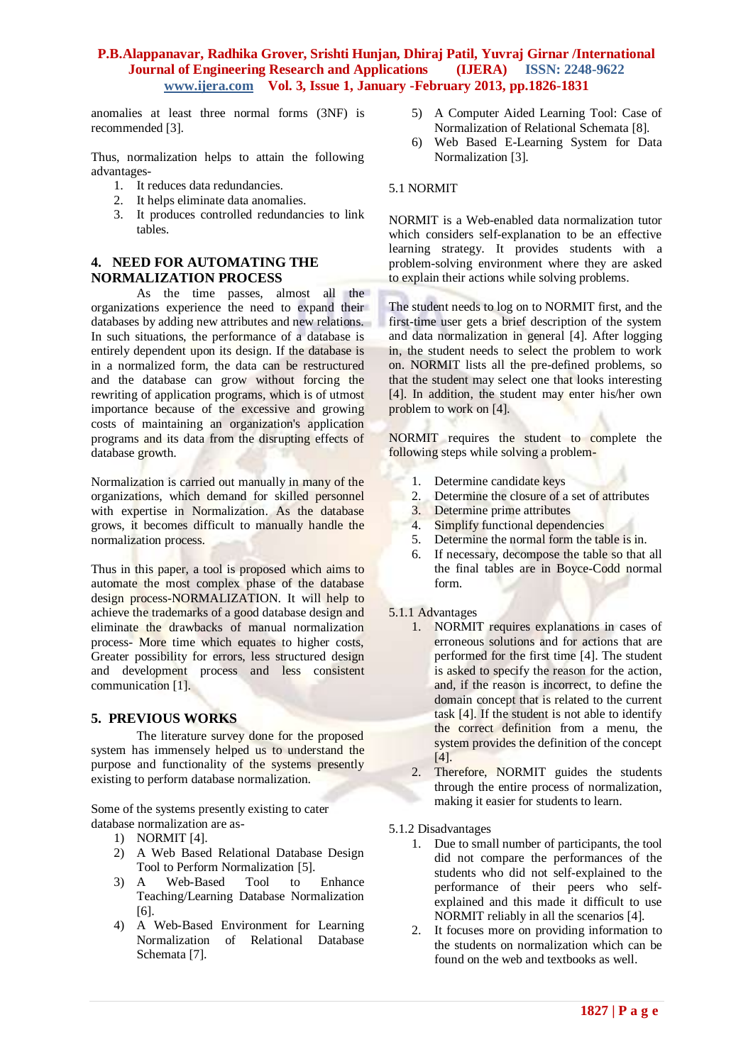anomalies at least three normal forms (3NF) is recommended [3].

Thus, normalization helps to attain the following advantages-

1. It reduces data redundancies.
2. It helps eliminate data anomalies.
3. It produces controlled redundancies to link tables.

## 4. NEED FOR AUTOMATING THE NORMALIZATION PROCESS

As the time passes, almost all the organizations experience the need to expand their databases by adding new attributes and new relations. In such situations, the performance of a database is entirely dependent upon its design. If the database is in a normalized form, the data can be restructured and the database can grow without forcing the rewriting of application programs, which is of utmost importance because of the excessive and growing costs of maintaining an organization's application programs and its data from the disrupting effects of database growth.

Normalization is carried out manually in many of the organizations, which demand for skilled personnel with expertise in Normalization. As the database grows, it becomes difficult to manually handle the normalization process.

Thus in this paper, a tool is proposed which aims to automate the most complex phase of the database design process-NORMALIZATION. It will help to achieve the trademarks of a good database design and eliminate the drawbacks of manual normalization process- More time which equates to higher costs, Greater possibility for errors, less structured design and development process and less consistent communication [1].

## 5. PREVIOUS WORKS

The literature survey done for the proposed system has immensely helped us to understand the purpose and functionality of the systems presently existing to perform database normalization.

Some of the systems presently existing to cater database normalization are as-

1) NORMIT [4].
2) A Web Based Relational Database Design Tool to Perform Normalization [5].
3) A Web-Based Tool to Enhance Teaching/Learning Database Normalization [6].
4) A Web-Based Environment for Learning Normalization of Relational Database Schemata [7].
5) A Computer Aided Learning Tool: Case of Normalization of Relational Schemata [8].
6) Web Based E-Learning System for Data Normalization [3].

### 5.1 NORMIT

NORMIT is a Web-enabled data normalization tutor which considers self-explanation to be an effective learning strategy. It provides students with a problem-solving environment where they are asked to explain their actions while solving problems.

The student needs to log on to NORMIT first, and the first-time user gets a brief description of the system and data normalization in general [4]. After logging in, the student needs to select the problem to work on. NORMIT lists all the pre-defined problems, so that the student may select one that looks interesting [4]. In addition, the student may enter his/her own problem to work on [4].

NORMIT requires the student to complete the following steps while solving a problem-

1. Determine candidate keys
2. Determine the closure of a set of attributes
3. Determine prime attributes
4. Simplify functional dependencies
5. Determine the normal form the table is in.
6. If necessary, decompose the table so that all the final tables are in Boyce-Codd normal form.

#### 5.1.1 Advantages

1. NORMIT requires explanations in cases of erroneous solutions and for actions that are performed for the first time [4]. The student is asked to specify the reason for the action, and, if the reason is incorrect, to define the domain concept that is related to the current task [4]. If the student is not able to identify the correct definition from a menu, the system provides the definition of the concept [4].
2. Therefore, NORMIT guides the students through the entire process of normalization, making it easier for students to learn.

#### 5.1.2 Disadvantages

1. Due to small number of participants, the tool did not compare the performances of the students who did not self-explained to the performance of their peers who self-explained and this made it difficult to use NORMIT reliably in all the scenarios [4].
2. It focuses more on providing information to the students on normalization which can be found on the web and textbooks as well.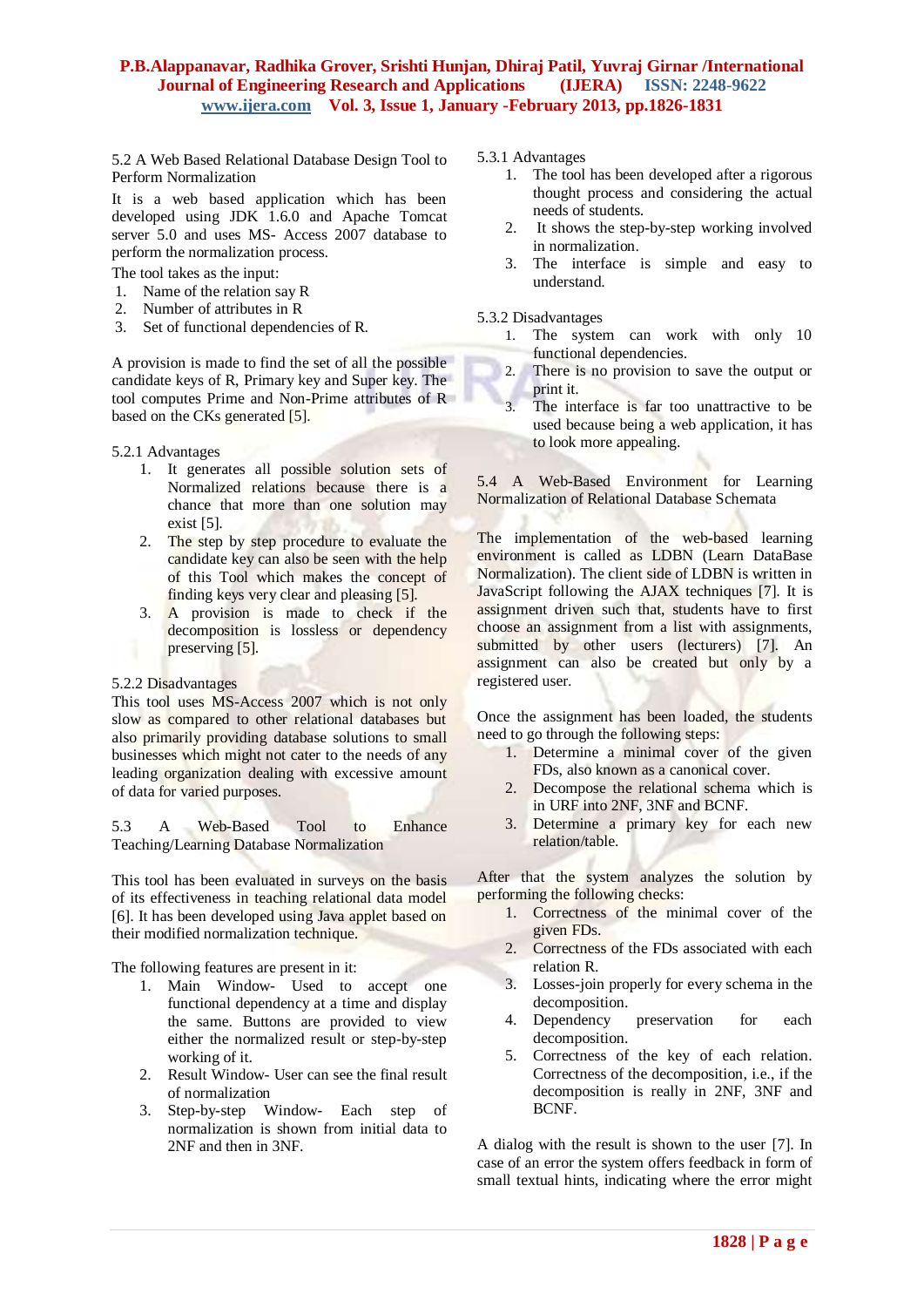### 5.2 A Web Based Relational Database Design Tool to Perform Normalization

It is a web based application which has been developed using JDK 1.6.0 and Apache Tomcat server 5.0 and uses MS- Access 2007 database to perform the normalization process.

The tool takes as the input:

1. Name of the relation say R
2. Number of attributes in R
3. Set of functional dependencies of R.

A provision is made to find the set of all the possible candidate keys of R, Primary key and Super key. The tool computes Prime and Non-Prime attributes of R based on the CKs generated [5].

#### 5.2.1 Advantages

1. It generates all possible solution sets of Normalized relations because there is a chance that more than one solution may exist [5].
2. The step by step procedure to evaluate the candidate key can also be seen with the help of this Tool which makes the concept of finding keys very clear and pleasing [5].
3. A provision is made to check if the decomposition is lossless or dependency preserving [5].

#### 5.2.2 Disadvantages

This tool uses MS-Access 2007 which is not only slow as compared to other relational databases but also primarily providing database solutions to small businesses which might not cater to the needs of any leading organization dealing with excessive amount of data for varied purposes.

### 5.3 A Web-Based Tool to Enhance Teaching/Learning Database Normalization

This tool has been evaluated in surveys on the basis of its effectiveness in teaching relational data model [6]. It has been developed using Java applet based on their modified normalization technique.

The following features are present in it:

1. Main Window- Used to accept one functional dependency at a time and display the same. Buttons are provided to view either the normalized result or step-by-step working of it.
2. Result Window- User can see the final result of normalization
3. Step-by-step Window- Each step of normalization is shown from initial data to 2NF and then in 3NF.

#### 5.3.1 Advantages

1. The tool has been developed after a rigorous thought process and considering the actual needs of students.
2. It shows the step-by-step working involved in normalization.
3. The interface is simple and easy to understand.

#### 5.3.2 Disadvantages

1. The system can work with only 10 functional dependencies.
2. There is no provision to save the output or print it.
3. The interface is far too unattractive to be used because being a web application, it has to look more appealing.

### 5.4 A Web-Based Environment for Learning Normalization of Relational Database Schemata

The implementation of the web-based learning environment is called as LDBN (Learn DataBase Normalization). The client side of LDBN is written in JavaScript following the AJAX techniques [7]. It is assignment driven such that, students have to first choose an assignment from a list with assignments, submitted by other users (lecturers) [7]. An assignment can also be created but only by a registered user.

Once the assignment has been loaded, the students need to go through the following steps:

1. Determine a minimal cover of the given FDs, also known as a canonical cover.
2. Decompose the relational schema which is in URF into 2NF, 3NF and BCNF.
3. Determine a primary key for each new relation/table.

After that the system analyzes the solution by performing the following checks:

1. Correctness of the minimal cover of the given FDs.
2. Correctness of the FDs associated with each relation R.
3. Losses-join property for every schema in the decomposition.
4. Dependency preservation for each decomposition.
5. Correctness of the key of each relation. Correctness of the decomposition, i.e., if the decomposition is really in 2NF, 3NF and BCNF.

A dialog with the result is shown to the user [7]. In case of an error the system offers feedback in form of small textual hints, indicating where the error might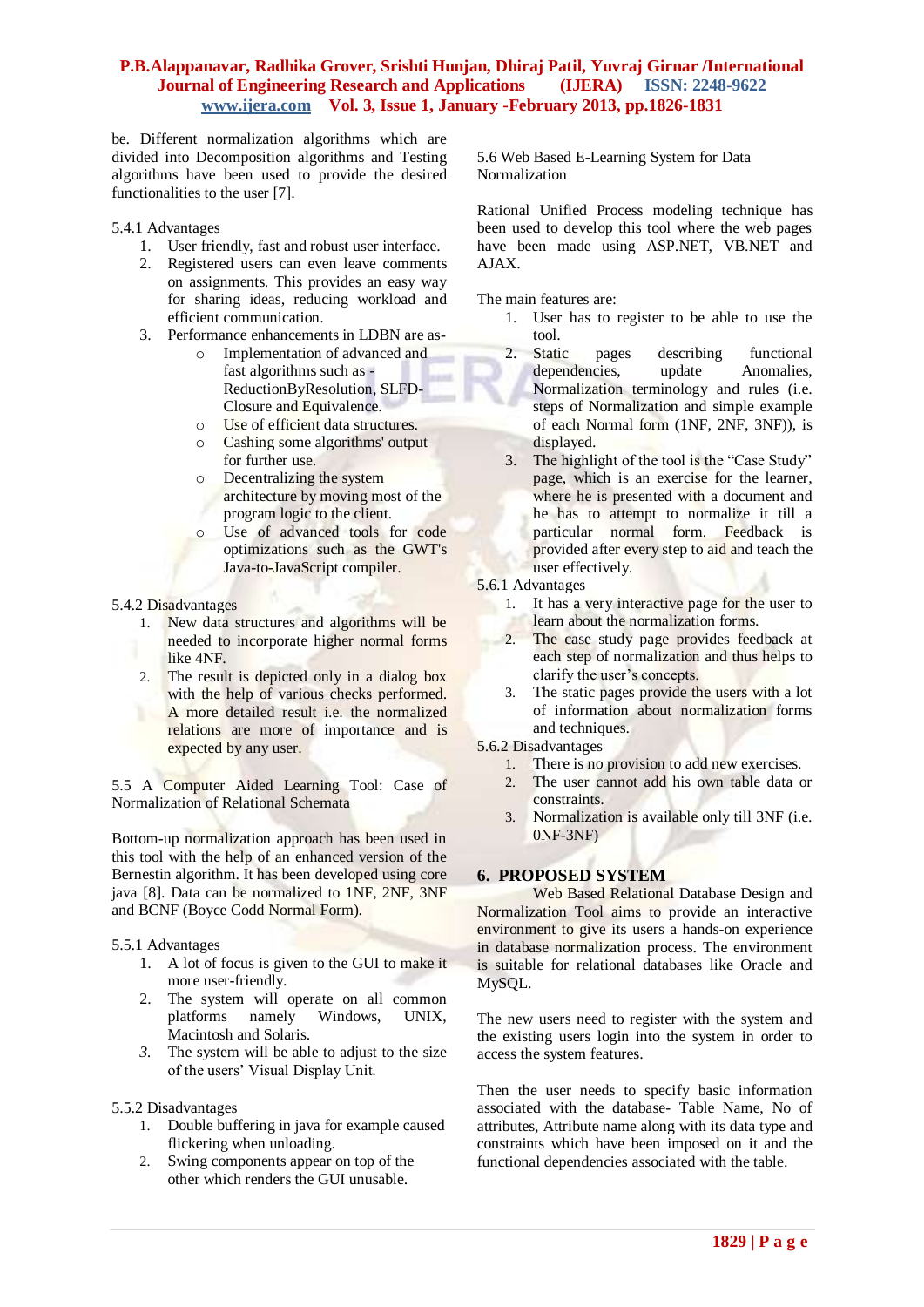be. Different normalization algorithms which are divided into Decomposition algorithms and Testing algorithms have been used to provide the desired functionalities to the user [7].

5.4.1 Advantages

1. User friendly, fast and robust user interface.
2. Registered users can even leave comments on assignments. This provides an easy way for sharing ideas, reducing workload and efficient communication.
3. Performance enhancements in LDBN are as-
   - Implementation of advanced and fast algorithms such as - ReductionByResolution, SLFD-Closure and Equivalence.
   - Use of efficient data structures.
   - Cashing some algorithms' output for further use.
   - Decentralizing the system architecture by moving most of the program logic to the client.
   - Use of advanced tools for code optimizations such as the GWT's Java-to-JavaScript compiler.

5.4.2 Disadvantages

1. New data structures and algorithms will be needed to incorporate higher normal forms like 4NF.
2. The result is depicted only in a dialog box with the help of various checks performed. A more detailed result i.e. the normalized relations are more of importance and is expected by any user.

5.5 A Computer Aided Learning Tool: Case of Normalization of Relational Schemata

Bottom-up normalization approach has been used in this tool with the help of an enhanced version of the Bernestin algorithm. It has been developed using core java [8]. Data can be normalized to 1NF, 2NF, 3NF and BCNF (Boyce Codd Normal Form).

5.5.1 Advantages

1. A lot of focus is given to the GUI to make it more user-friendly.
2. The system will operate on all common platforms namely Windows, UNIX, Macintosh and Solaris.
3. The system will be able to adjust to the size of the users' Visual Display Unit.

5.5.2 Disadvantages

1. Double buffering in java for example caused flickering when unloading.
2. Swing components appear on top of the other which renders the GUI unusable.

5.6 Web Based E-Learning System for Data Normalization

Rational Unified Process modeling technique has been used to develop this tool where the web pages have been made using ASP.NET, VB.NET and AJAX.

The main features are:

1. User has to register to be able to use the tool.
2. Static pages describing functional dependencies, update Anomalies, Normalization terminology and rules (i.e. steps of Normalization and simple example of each Normal form (1NF, 2NF, 3NF)), is displayed.
3. The highlight of the tool is the "Case Study" page, which is an exercise for the learner, where he is presented with a document and he has to attempt to normalize it till a particular normal form. Feedback is provided after every step to aid and teach the user effectively.

5.6.1 Advantages

1. It has a very interactive page for the user to learn about the normalization forms.
2. The case study page provides feedback at each step of normalization and thus helps to clarify the user's concepts.
3. The static pages provide the users with a lot of information about normalization forms and techniques.

5.6.2 Disadvantages

1. There is no provision to add new exercises.
2. The user cannot add his own table data or constraints.
3. Normalization is available only till 3NF (i.e. 0NF-3NF)

## 6. PROPOSED SYSTEM

Web Based Relational Database Design and Normalization Tool aims to provide an interactive environment to give its users a hands-on experience in database normalization process. The environment is suitable for relational databases like Oracle and MySQL.

The new users need to register with the system and the existing users login into the system in order to access the system features.

Then the user needs to specify basic information associated with the database- Table Name, No of attributes, Attribute name along with its data type and constraints which have been imposed on it and the functional dependencies associated with the table.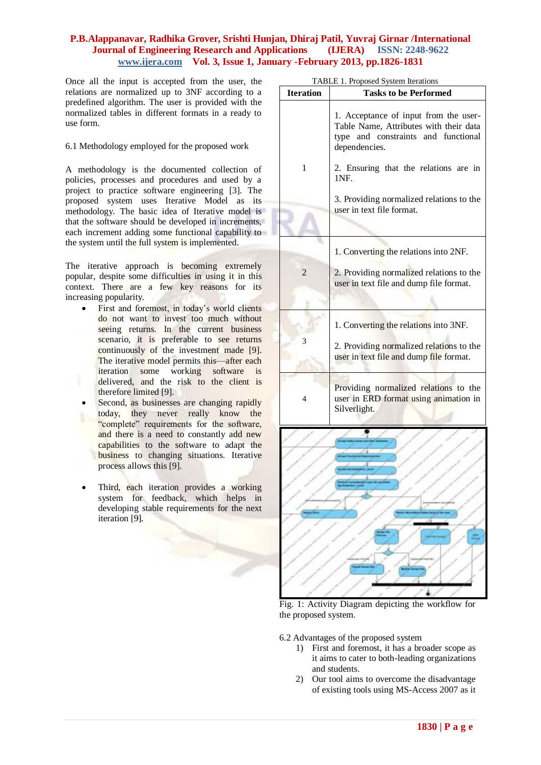Once all the input is accepted from the user, the relations are normalized up to 3NF according to a predefined algorithm. The user is provided with the normalized tables in different formats in a ready to use form.

6.1 Methodology employed for the proposed work

A methodology is the documented collection of policies, processes and procedures and used by a project to practice software engineering [3]. The proposed system uses Iterative Model as its methodology. The basic idea of Iterative model is that the software should be developed in increments, each increment adding some functional capability to the system until the full system is implemented.

The iterative approach is becoming extremely popular, despite some difficulties in using it in this context. There are a few key reasons for its increasing popularity.

- First and foremost, in today's world clients do not want to invest too much without seeing returns. In the current business scenario, it is preferable to see returns continuously of the investment made [9]. The iterative model permits this—after each iteration some working software is delivered, and the risk to the client is therefore limited [9].
- Second, as businesses are changing rapidly today, they never really know the "complete" requirements for the software, and there is a need to constantly add new capabilities to the software to adapt the business to changing situations. Iterative process allows this [9].
- Third, each iteration provides a working system for feedback, which helps in developing stable requirements for the next iteration [9].

TABLE 1. Proposed System Iterations

| Iteration | Tasks to be Performed |
|---|---|
| 1 | 1. Acceptance of input from the user- Table Name, Attributes with their data type and constraints and functional dependencies. <br> 2. Ensuring that the relations are in 1NF. <br> 3. Providing normalized relations to the user in text file format. |
| 2 | 1. Converting the relations into 2NF. <br> 2. Providing normalized relations to the user in text file and dump file format. |
| 3 | 1. Converting the relations into 3NF. <br> 2. Providing normalized relations to the user in text file and dump file format. |
| 4 | Providing normalized relations to the user in ERD format using animation in Silverlight. |

Fig. 1: Activity Diagram depicting the workflow for the proposed system.

6.2 Advantages of the proposed system

1) First and foremost, it has a broader scope as it aims to cater to both-leading organizations and students.
2) Our tool aims to overcome the disadvantage of existing tools using MS-Access 2007 as it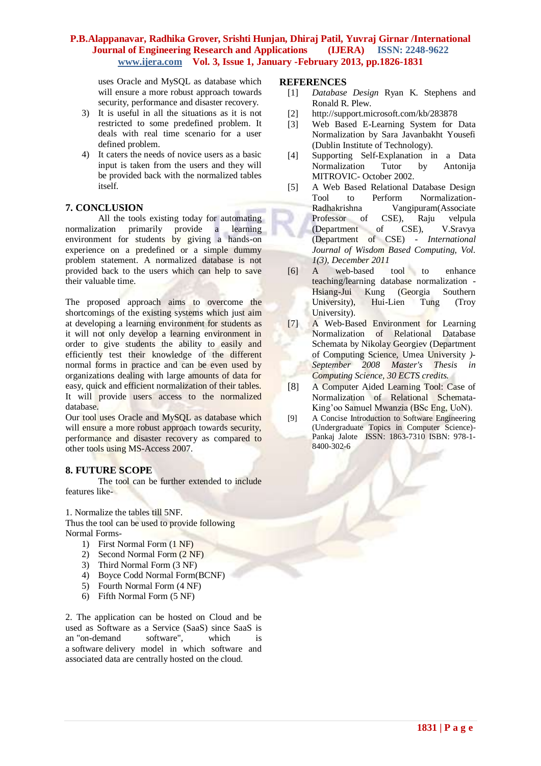uses Oracle and MySQL as database which will ensure a more robust approach towards security, performance and disaster recovery.

3) It is useful in all the situations as it is not restricted to some predefined problem. It deals with real time scenario for a user defined problem.
4) It caters the needs of novice users as a basic input is taken from the users and they will be provided back with the normalized tables itself.

## 7. CONCLUSION

All the tools existing today for automating normalization primarily provide a learning environment for students by giving a hands-on experience on a predefined or a simple dummy problem statement. A normalized database is not provided back to the users which can help to save their valuable time.

The proposed approach aims to overcome the shortcomings of the existing systems which just aim at developing a learning environment for students as it will not only develop a learning environment in order to give students the ability to easily and efficiently test their knowledge of the different normal forms in practice and can be even used by organizations dealing with large amounts of data for easy, quick and efficient normalization of their tables. It will provide users access to the normalized database.

Our tool uses Oracle and MySQL as database which will ensure a more robust approach towards security, performance and disaster recovery as compared to other tools using MS-Access 2007.

## 8. FUTURE SCOPE

The tool can be further extended to include features like-

1. Normalize the tables till 5NF.

Thus the tool can be used to provide following Normal Forms-

1) First Normal Form (1 NF)
2) Second Normal Form (2 NF)
3) Third Normal Form (3 NF)
4) Boyce Codd Normal Form(BCNF)
5) Fourth Normal Form (4 NF)
6) Fifth Normal Form (5 NF)

2. The application can be hosted on Cloud and be used as Software as a Service (SaaS) since SaaS is an "on-demand software", which is a software delivery model in which software and associated data are centrally hosted on the cloud.

## REFERENCES

[1] *Database Design* Ryan K. Stephens and Ronald R. Plew.

[2] http://support.microsoft.com/kb/283878

[3] Web Based E-Learning System for Data Normalization by Sara Javanbakht Yousefi (Dublin Institute of Technology).

[4] Supporting Self-Explanation in a Data Normalization Tutor by Antonija MITROVIC- October 2002.

[5] A Web Based Relational Database Design Tool to Perform Normalization- Radhakrishna Vangipuram(Associate Professor of CSE), Raju velpula (Department of CSE), V.Sravya (Department of CSE) - *International Journal of Wisdom Based Computing, Vol. 1(3), December 2011*

[6] A web-based tool to enhance teaching/learning database normalization - Hsiang-Jui Kung (Georgia Southern University), Hui-Lien Tung (Troy University).

[7] A Web-Based Environment for Learning Normalization of Relational Database Schemata by Nikolay Georgiev (Department of Computing Science, Umea University *)- September 2008 Master's Thesis in Computing Science, 30 ECTS credits.*

[8] A Computer Aided Learning Tool: Case of Normalization of Relational Schemata- King'oo Samuel Mwanzia (BSc Eng, UoN).

[9] A Concise Introduction to Software Engineering (Undergraduate Topics in Computer Science)- Pankaj Jalote ISSN: 1863-7310 ISBN: 978-1-8400-302-6